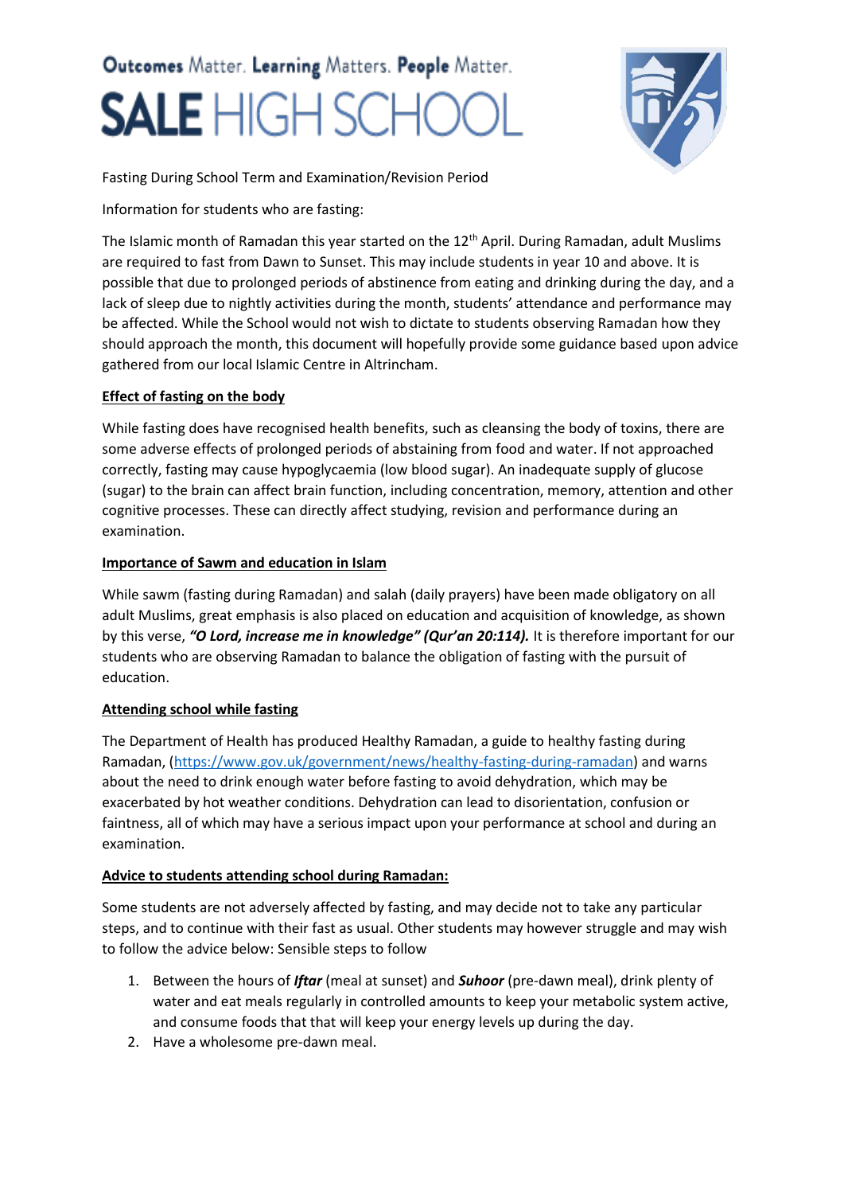Outcomes Matter. Learning Matters. People Matter.

# SALE HIGH SCHOOL

Fasting During School Term and Examination/Revision Period

Information for students who are fasting:

The Islamic month of Ramadan this year started on the 12th April. During Ramadan, adult Muslims are required to fast from Dawn to Sunset. This may include students in year 10 and above. It is possible that due to prolonged periods of abstinence from eating and drinking during the day, and a lack of sleep due to nightly activities during the month, students' attendance and performance may be affected. While the School would not wish to dictate to students observing Ramadan how they should approach the month, this document will hopefully provide some guidance based upon advice gathered from our local Islamic Centre in Altrincham.

## Effect of fasting on the body

While fasting does have recognised health benefits, such as cleansing the body of toxins, there are some adverse effects of prolonged periods of abstaining from food and water. If not approached correctly, fasting may cause hypoglycaemia (low blood sugar). An inadequate supply of glucose (sugar) to the brain can affect brain function, including concentration, memory, attention and other cognitive processes. These can directly affect studying, revision and performance during an examination.

## Importance of Sawm and education in Islam

While sawm (fasting during Ramadan) and salah (daily prayers) have been made obligatory on all adult Muslims, great emphasis is also placed on education and acquisition of knowledge, as shown by this verse, ***"O Lord, increase me in knowledge" (Qur'an 20:114).*** It is therefore important for our students who are observing Ramadan to balance the obligation of fasting with the pursuit of education.

## Attending school while fasting

The Department of Health has produced Healthy Ramadan, a guide to healthy fasting during Ramadan, (https://www.gov.uk/government/news/healthy-fasting-during-ramadan) and warns about the need to drink enough water before fasting to avoid dehydration, which may be exacerbated by hot weather conditions. Dehydration can lead to disorientation, confusion or faintness, all of which may have a serious impact upon your performance at school and during an examination.

## Advice to students attending school during Ramadan:

Some students are not adversely affected by fasting, and may decide not to take any particular steps, and to continue with their fast as usual. Other students may however struggle and may wish to follow the advice below: Sensible steps to follow

1. Between the hours of ***Iftar*** (meal at sunset) and ***Suhoor*** (pre-dawn meal), drink plenty of water and eat meals regularly in controlled amounts to keep your metabolic system active, and consume foods that that will keep your energy levels up during the day.
2. Have a wholesome pre-dawn meal.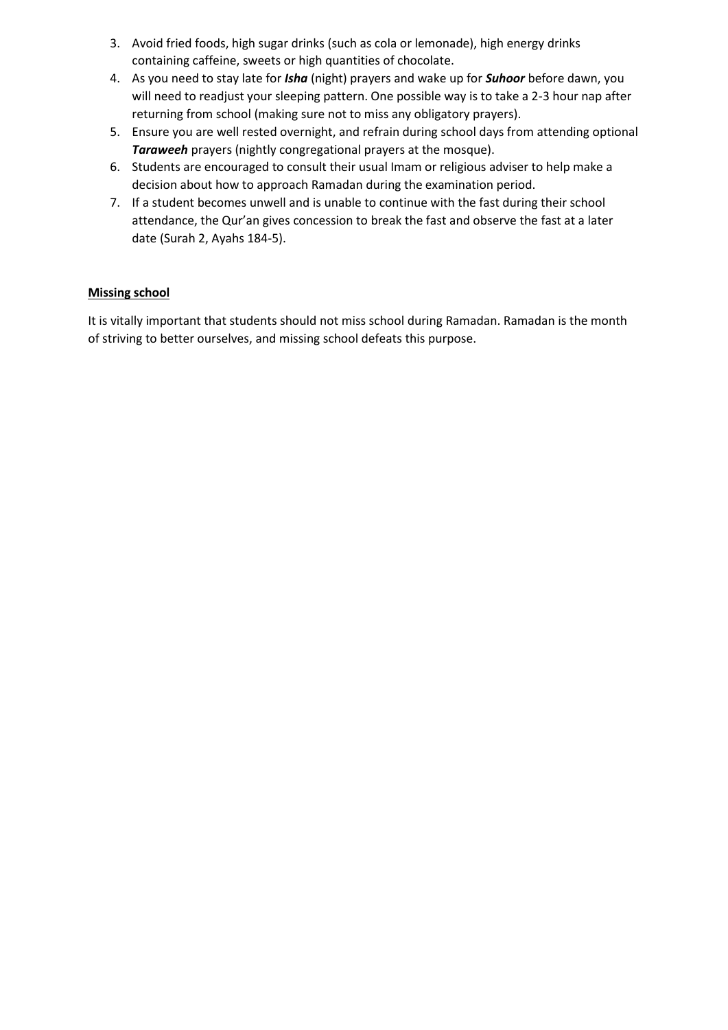3. Avoid fried foods, high sugar drinks (such as cola or lemonade), high energy drinks containing caffeine, sweets or high quantities of chocolate.
4. As you need to stay late for ***Isha*** (night) prayers and wake up for ***Suhoor*** before dawn, you will need to readjust your sleeping pattern. One possible way is to take a 2-3 hour nap after returning from school (making sure not to miss any obligatory prayers).
5. Ensure you are well rested overnight, and refrain during school days from attending optional ***Taraweeh*** prayers (nightly congregational prayers at the mosque).
6. Students are encouraged to consult their usual Imam or religious adviser to help make a decision about how to approach Ramadan during the examination period.
7. If a student becomes unwell and is unable to continue with the fast during their school attendance, the Qur'an gives concession to break the fast and observe the fast at a later date (Surah 2, Ayahs 184-5).

**Missing school**

It is vitally important that students should not miss school during Ramadan. Ramadan is the month of striving to better ourselves, and missing school defeats this purpose.